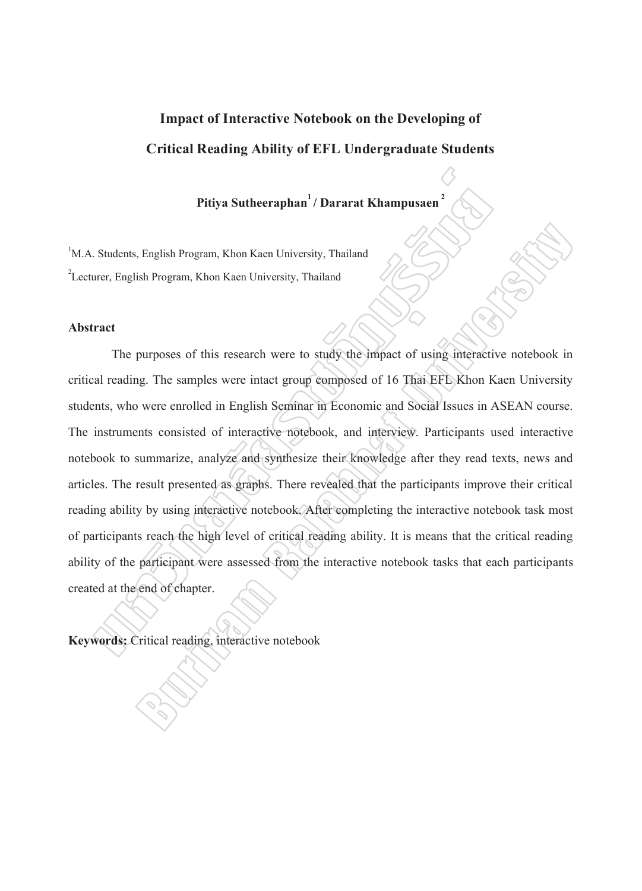# Impact of Interactive Notebook on the Developing of Critical Reading Ability of EFL Undergraduate Students

**Pitiya Sutheeraphan[1] / Dararat Khampusaen[2]**

[1]M.A. Students, English Program, Khon Kaen University, Thailand

[2]Lecturer, English Program, Khon Kaen University, Thailand

## Abstract

The purposes of this research were to study the impact of using interactive notebook in critical reading. The samples were intact group composed of 16 Thai EFL Khon Kaen University students, who were enrolled in English Seminar in Economic and Social Issues in ASEAN course. The instruments consisted of interactive notebook, and interview. Participants used interactive notebook to summarize, analyze and synthesize their knowledge after they read texts, news and articles. The result presented as graphs. There revealed that the participants improve their critical reading ability by using interactive notebook. After completing the interactive notebook task most of participants reach the high level of critical reading ability. It is means that the critical reading ability of the participant were assessed from the interactive notebook tasks that each participants created at the end of chapter.

**Keywords:** Critical reading, interactive notebook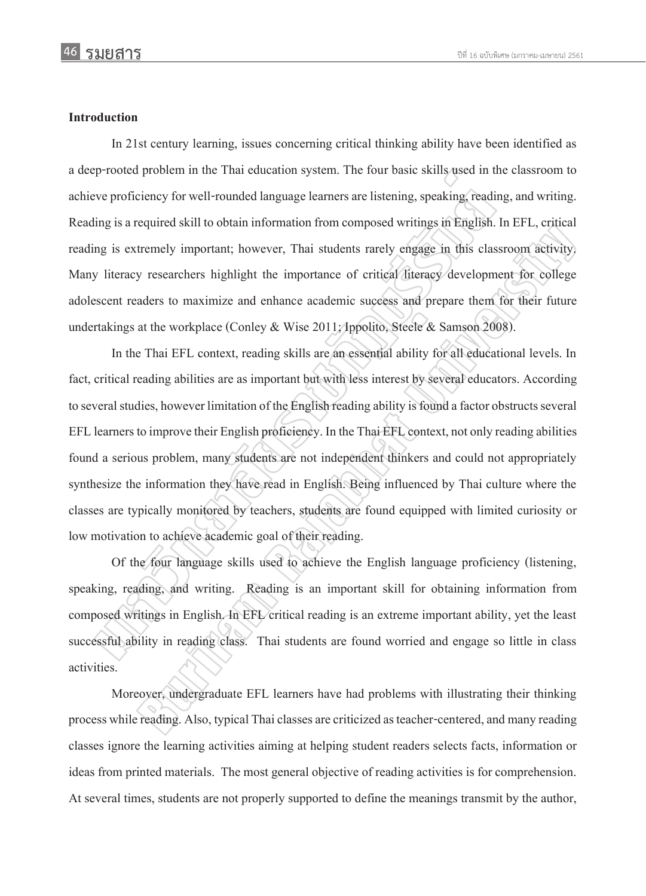## Introduction

In 21st century learning, issues concerning critical thinking ability have been identified as a deep-rooted problem in the Thai education system. The four basic skills used in the classroom to achieve proficiency for well-rounded language learners are listening, speaking, reading, and writing. Reading is a required skill to obtain information from composed writings in English. In EFL, critical reading is extremely important; however, Thai students rarely engage in this classroom activity. Many literacy researchers highlight the importance of critical literacy development for college adolescent readers to maximize and enhance academic success and prepare them for their future undertakings at the workplace (Conley & Wise 2011; Ippolito, Steele & Samson 2008).

In the Thai EFL context, reading skills are an essential ability for all educational levels. In fact, critical reading abilities are as important but with less interest by several educators. According to several studies, however limitation of the English reading ability is found a factor obstructs several EFL learners to improve their English proficiency. In the Thai EFL context, not only reading abilities found a serious problem, many students are not independent thinkers and could not appropriately synthesize the information they have read in English. Being influenced by Thai culture where the classes are typically monitored by teachers, students are found equipped with limited curiosity or low motivation to achieve academic goal of their reading.

Of the four language skills used to achieve the English language proficiency (listening, speaking, reading, and writing. Reading is an important skill for obtaining information from composed writings in English. In EFL critical reading is an extreme important ability, yet the least successful ability in reading class. Thai students are found worried and engage so little in class activities.

Moreover, undergraduate EFL learners have had problems with illustrating their thinking process while reading. Also, typical Thai classes are criticized as teacher-centered, and many reading classes ignore the learning activities aiming at helping student readers selects facts, information or ideas from printed materials. The most general objective of reading activities is for comprehension. At several times, students are not properly supported to define the meanings transmit by the author,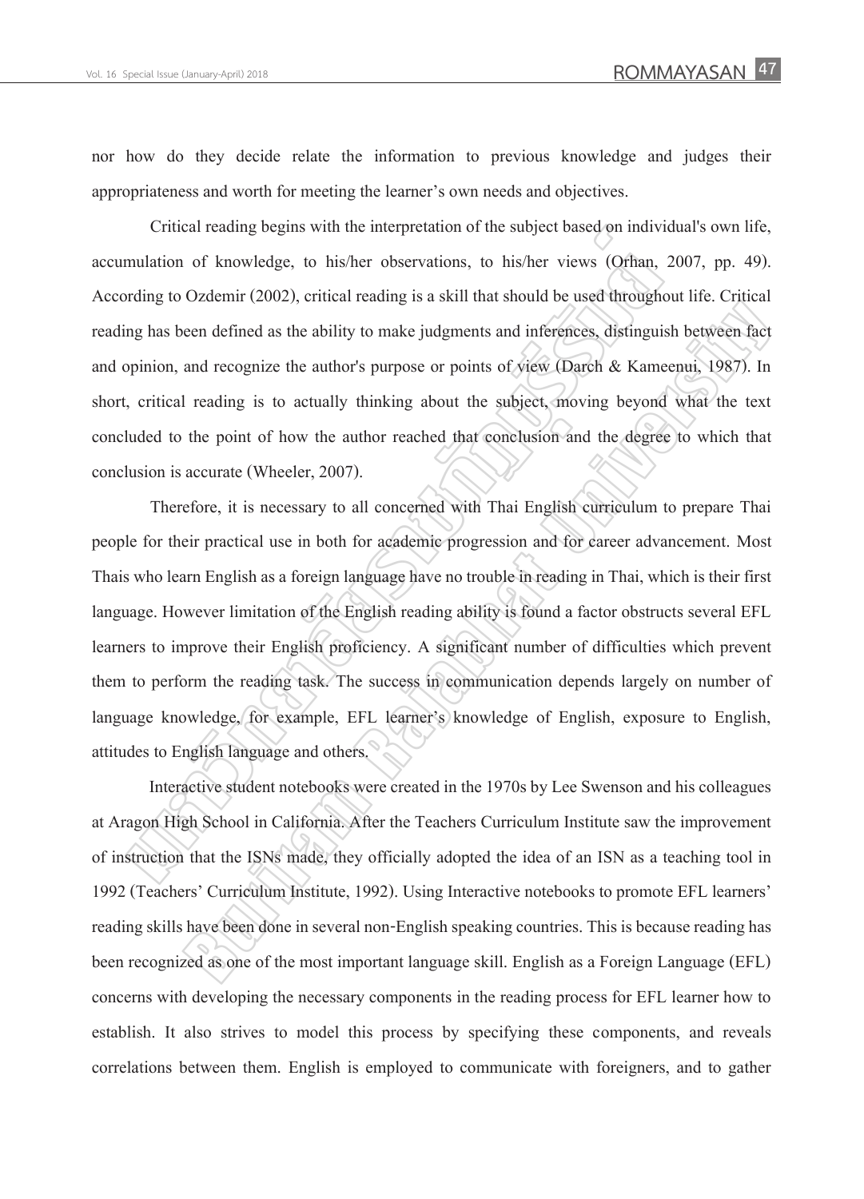nor how do they decide relate the information to previous knowledge and judges their appropriateness and worth for meeting the learner's own needs and objectives.

Critical reading begins with the interpretation of the subject based on individual's own life, accumulation of knowledge, to his/her observations, to his/her views (Orhan, 2007, pp. 49). According to Ozdemir (2002), critical reading is a skill that should be used throughout life. Critical reading has been defined as the ability to make judgments and inferences, distinguish between fact and opinion, and recognize the author's purpose or points of view (Darch & Kameenui, 1987). In short, critical reading is to actually thinking about the subject, moving beyond what the text concluded to the point of how the author reached that conclusion and the degree to which that conclusion is accurate (Wheeler, 2007).

Therefore, it is necessary to all concerned with Thai English curriculum to prepare Thai people for their practical use in both for academic progression and for career advancement. Most Thais who learn English as a foreign language have no trouble in reading in Thai, which is their first language. However limitation of the English reading ability is found a factor obstructs several EFL learners to improve their English proficiency. A significant number of difficulties which prevent them to perform the reading task. The success in communication depends largely on number of language knowledge, for example, EFL learner's knowledge of English, exposure to English, attitudes to English language and others.

Interactive student notebooks were created in the 1970s by Lee Swenson and his colleagues at Aragon High School in California. After the Teachers Curriculum Institute saw the improvement of instruction that the ISNs made, they officially adopted the idea of an ISN as a teaching tool in 1992 (Teachers' Curriculum Institute, 1992). Using Interactive notebooks to promote EFL learners' reading skills have been done in several non-English speaking countries. This is because reading has been recognized as one of the most important language skill. English as a Foreign Language (EFL) concerns with developing the necessary components in the reading process for EFL learner how to establish. It also strives to model this process by specifying these components, and reveals correlations between them. English is employed to communicate with foreigners, and to gather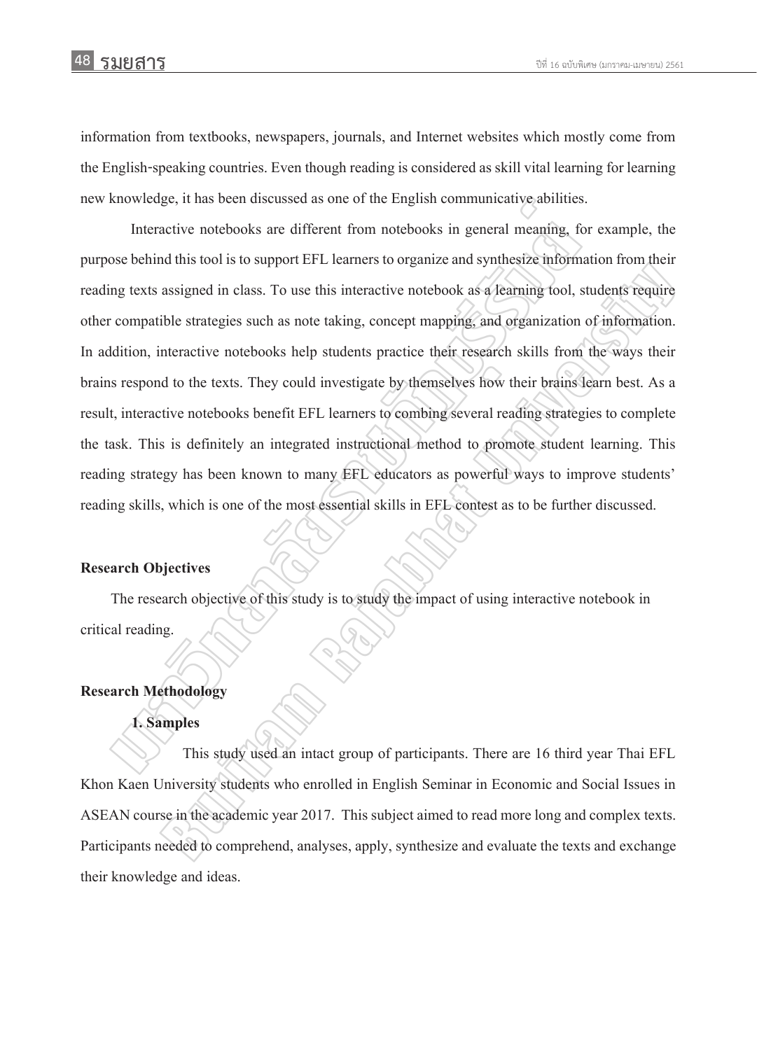information from textbooks, newspapers, journals, and Internet websites which mostly come from the English-speaking countries. Even though reading is considered as skill vital learning for learning new knowledge, it has been discussed as one of the English communicative abilities.

Interactive notebooks are different from notebooks in general meaning, for example, the purpose behind this tool is to support EFL learners to organize and synthesize information from their reading texts assigned in class. To use this interactive notebook as a learning tool, students require other compatible strategies such as note taking, concept mapping, and organization of information. In addition, interactive notebooks help students practice their research skills from the ways their brains respond to the texts. They could investigate by themselves how their brains learn best. As a result, interactive notebooks benefit EFL learners to combing several reading strategies to complete the task. This is definitely an integrated instructional method to promote student learning. This reading strategy has been known to many EFL educators as powerful ways to improve students' reading skills, which is one of the most essential skills in EFL contest as to be further discussed.

## Research Objectives

The research objective of this study is to study the impact of using interactive notebook in critical reading.

## Research Methodology

### 1. Samples

This study used an intact group of participants. There are 16 third year Thai EFL Khon Kaen University students who enrolled in English Seminar in Economic and Social Issues in ASEAN course in the academic year 2017. This subject aimed to read more long and complex texts. Participants needed to comprehend, analyses, apply, synthesize and evaluate the texts and exchange their knowledge and ideas.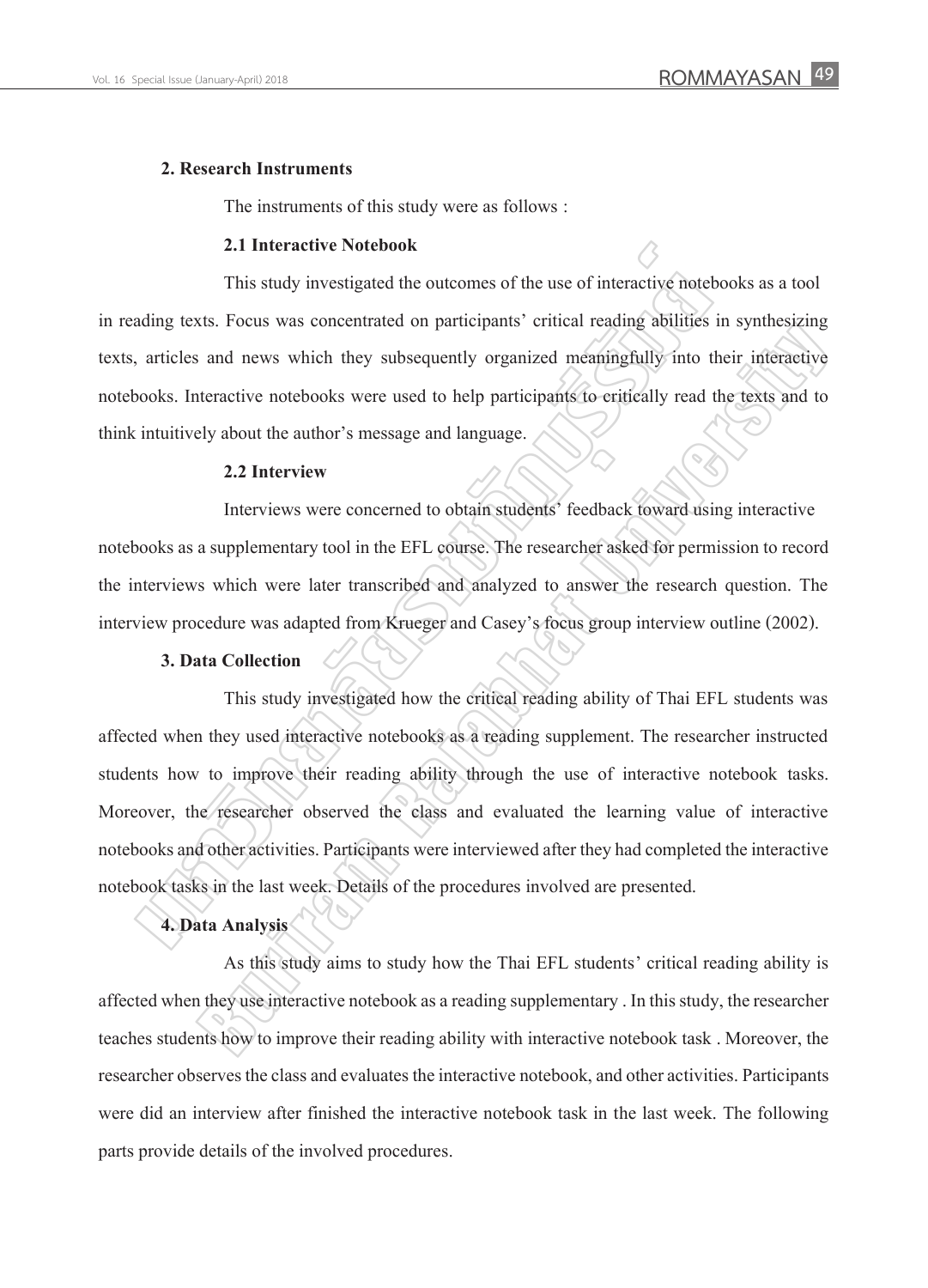**2. Research Instruments**

The instruments of this study were as follows :

**2.1 Interactive Notebook**

This study investigated the outcomes of the use of interactive notebooks as a tool in reading texts. Focus was concentrated on participants' critical reading abilities in synthesizing texts, articles and news which they subsequently organized meaningfully into their interactive notebooks. Interactive notebooks were used to help participants to critically read the texts and to think intuitively about the author's message and language.

**2.2 Interview**

Interviews were concerned to obtain students' feedback toward using interactive notebooks as a supplementary tool in the EFL course. The researcher asked for permission to record the interviews which were later transcribed and analyzed to answer the research question. The interview procedure was adapted from Krueger and Casey's focus group interview outline (2002).

**3. Data Collection**

This study investigated how the critical reading ability of Thai EFL students was affected when they used interactive notebooks as a reading supplement. The researcher instructed students how to improve their reading ability through the use of interactive notebook tasks. Moreover, the researcher observed the class and evaluated the learning value of interactive notebooks and other activities. Participants were interviewed after they had completed the interactive notebook tasks in the last week. Details of the procedures involved are presented.

**4. Data Analysis**

As this study aims to study how the Thai EFL students' critical reading ability is affected when they use interactive notebook as a reading supplementary . In this study, the researcher teaches students how to improve their reading ability with interactive notebook task . Moreover, the researcher observes the class and evaluates the interactive notebook, and other activities. Participants were did an interview after finished the interactive notebook task in the last week. The following parts provide details of the involved procedures.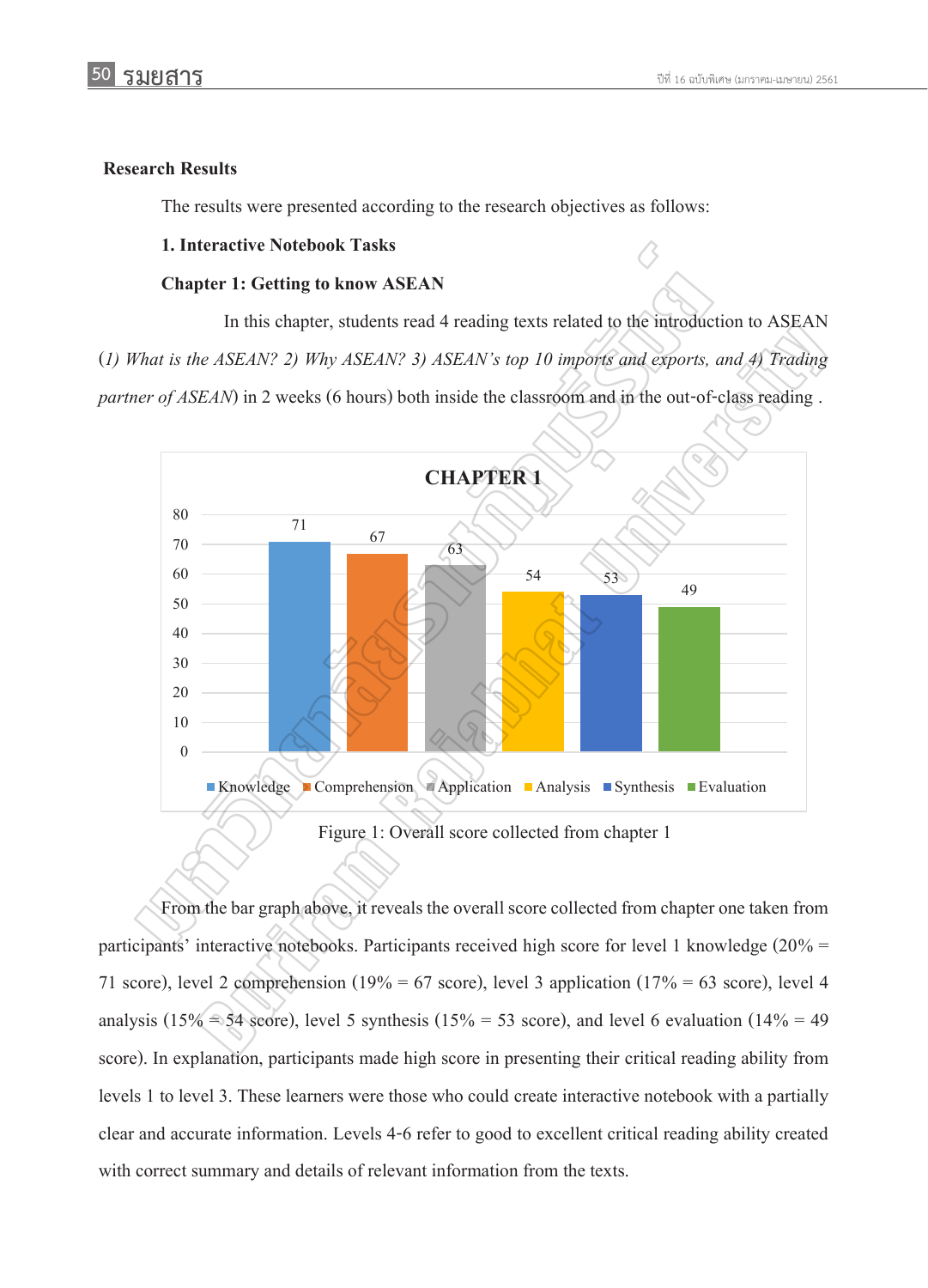## Research Results

The results were presented according to the research objectives as follows:

### 1. Interactive Notebook Tasks

### Chapter 1: Getting to know ASEAN

In this chapter, students read 4 reading texts related to the introduction to ASEAN (*1) What is the ASEAN? 2) Why ASEAN? 3) ASEAN's top 10 imports and exports, and 4) Trading partner of ASEAN*) in 2 weeks (6 hours) both inside the classroom and in the out-of-class reading .

| CHAPTER 1 | Score |
|---|---|
| Knowledge | 71 |
| Comprehension | 67 |
| Application | 63 |
| Analysis | 54 |
| Synthesis | 53 |
| Evaluation | 49 |

Figure 1: Overall score collected from chapter 1

From the bar graph above, it reveals the overall score collected from chapter one taken from participants' interactive notebooks. Participants received high score for level 1 knowledge (20% = 71 score), level 2 comprehension (19% = 67 score), level 3 application (17% = 63 score), level 4 analysis (15% = 54 score), level 5 synthesis (15% = 53 score), and level 6 evaluation (14% = 49 score). In explanation, participants made high score in presenting their critical reading ability from levels 1 to level 3. These learners were those who could create interactive notebook with a partially clear and accurate information. Levels 4-6 refer to good to excellent critical reading ability created with correct summary and details of relevant information from the texts.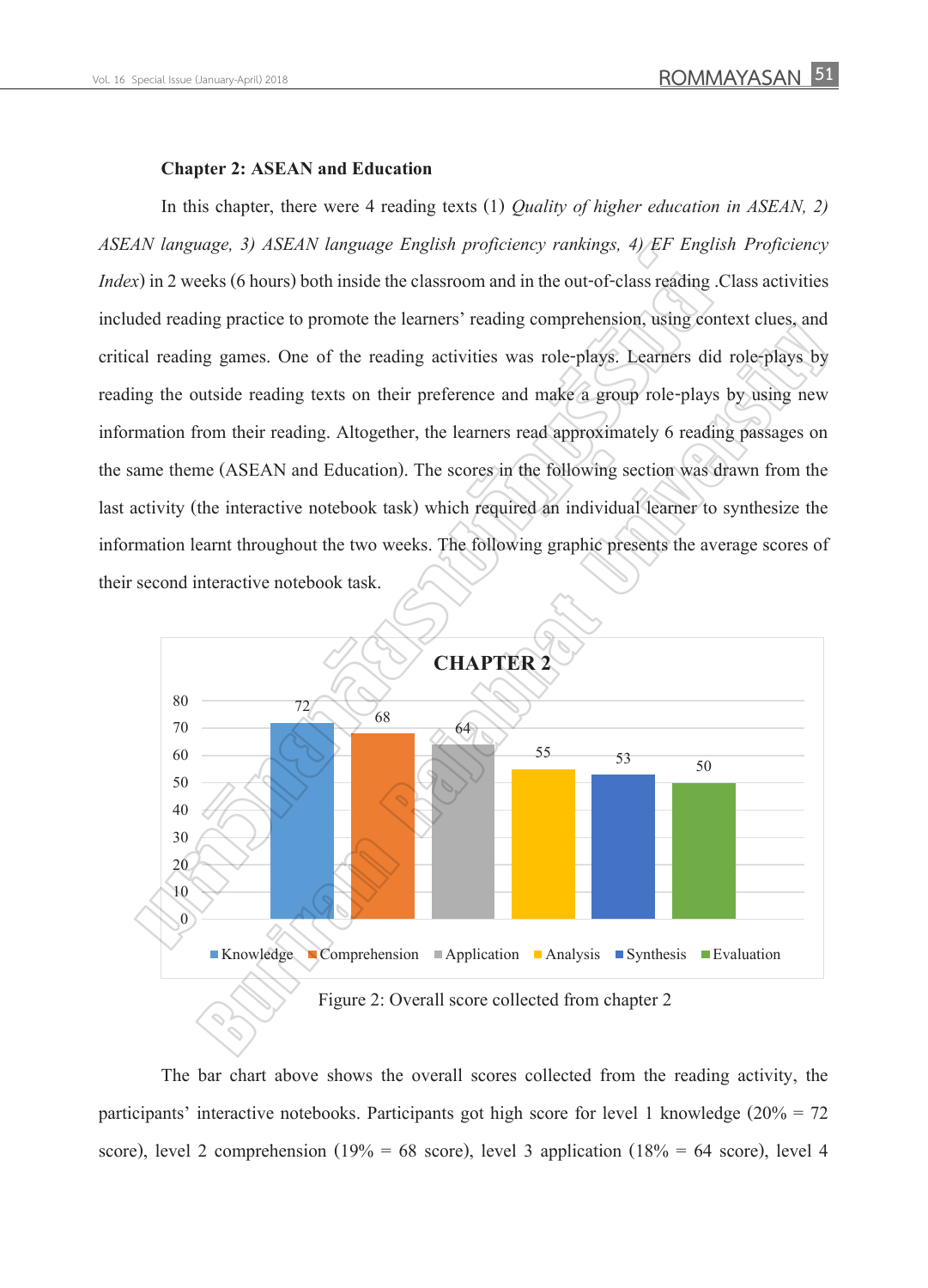**Chapter 2: ASEAN and Education**

In this chapter, there were 4 reading texts (1) *Quality of higher education in ASEAN, 2) ASEAN language, 3) ASEAN language English proficiency rankings, 4) EF English Proficiency Index*) in 2 weeks (6 hours) both inside the classroom and in the out-of-class reading .Class activities included reading practice to promote the learners' reading comprehension, using context clues, and critical reading games. One of the reading activities was role-plays. Learners did role-plays by reading the outside reading texts on their preference and make a group role-plays by using new information from their reading. Altogether, the learners read approximately 6 reading passages on the same theme (ASEAN and Education). The scores in the following section was drawn from the last activity (the interactive notebook task) which required an individual learner to synthesize the information learnt throughout the two weeks. The following graphic presents the average scores of their second interactive notebook task.

**CHAPTER 2**

| Knowledge | Comprehension | Application | Analysis | Synthesis | Evaluation |
|---|---|---|---|---|---|
| 72 | 68 | 64 | 55 | 53 | 50 |

Figure 2: Overall score collected from chapter 2

The bar chart above shows the overall scores collected from the reading activity, the participants' interactive notebooks. Participants got high score for level 1 knowledge (20% = 72 score), level 2 comprehension (19% = 68 score), level 3 application (18% = 64 score), level 4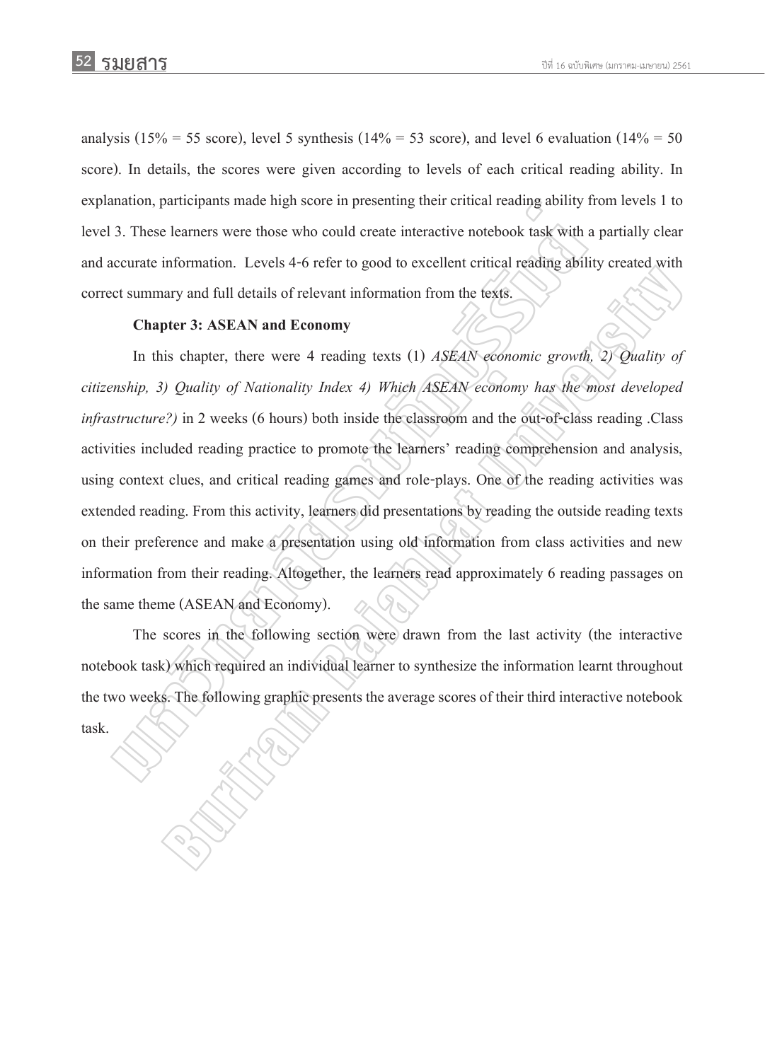analysis (15% = 55 score), level 5 synthesis (14% = 53 score), and level 6 evaluation (14% = 50 score). In details, the scores were given according to levels of each critical reading ability. In explanation, participants made high score in presenting their critical reading ability from levels 1 to level 3. These learners were those who could create interactive notebook task with a partially clear and accurate information. Levels 4-6 refer to good to excellent critical reading ability created with correct summary and full details of relevant information from the texts.

**Chapter 3: ASEAN and Economy**

In this chapter, there were 4 reading texts (1) *ASEAN economic growth, 2) Quality of citizenship, 3) Quality of Nationality Index 4) Which ASEAN economy has the most developed infrastructure?)* in 2 weeks (6 hours) both inside the classroom and the out-of-class reading .Class activities included reading practice to promote the learners' reading comprehension and analysis, using context clues, and critical reading games and role-plays. One of the reading activities was extended reading. From this activity, learners did presentations by reading the outside reading texts on their preference and make a presentation using old information from class activities and new information from their reading. Altogether, the learners read approximately 6 reading passages on the same theme (ASEAN and Economy).

The scores in the following section were drawn from the last activity (the interactive notebook task) which required an individual learner to synthesize the information learnt throughout the two weeks. The following graphic presents the average scores of their third interactive notebook task.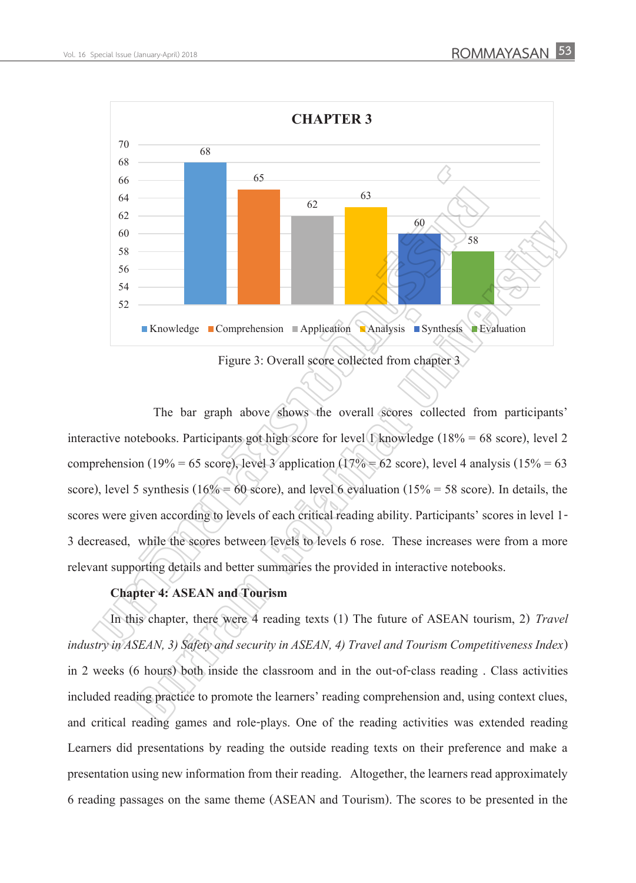Figure 3: Overall score collected from chapter 3

The bar graph above shows the overall scores collected from participants' interactive notebooks. Participants got high score for level 1 knowledge (18% = 68 score), level 2 comprehension (19% = 65 score), level 3 application (17% = 62 score), level 4 analysis (15% = 63 score), level 5 synthesis (16% = 60 score), and level 6 evaluation (15% = 58 score). In details, the scores were given according to levels of each critical reading ability. Participants' scores in level 1-3 decreased, while the scores between levels to levels 6 rose. These increases were from a more relevant supporting details and better summaries the provided in interactive notebooks.

**Chapter 4: ASEAN and Tourism**

In this chapter, there were 4 reading texts (1) The future of ASEAN tourism, 2) *Travel industry in ASEAN, 3) Safety and security in ASEAN, 4) Travel and Tourism Competitiveness Index*) in 2 weeks (6 hours) both inside the classroom and in the out-of-class reading . Class activities included reading practice to promote the learners' reading comprehension and, using context clues, and critical reading games and role-plays. One of the reading activities was extended reading Learners did presentations by reading the outside reading texts on their preference and make a presentation using new information from their reading. Altogether, the learners read approximately 6 reading passages on the same theme (ASEAN and Tourism). The scores to be presented in the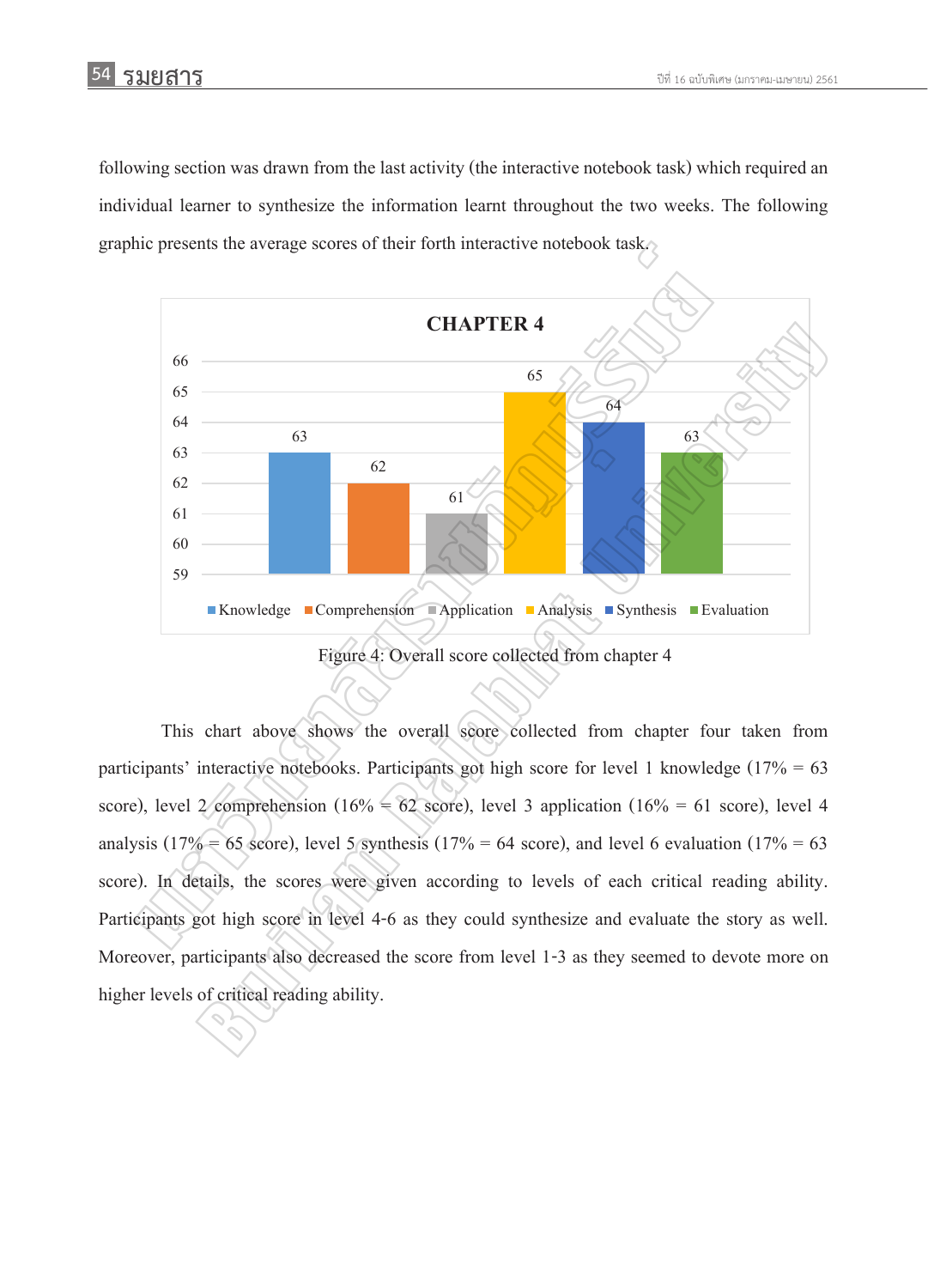following section was drawn from the last activity (the interactive notebook task) which required an individual learner to synthesize the information learnt throughout the two weeks. The following graphic presents the average scores of their forth interactive notebook task.

**CHAPTER 4**

| Level | Score |
|---|---|
| Knowledge | 63 |
| Comprehension | 62 |
| Application | 61 |
| Analysis | 65 |
| Synthesis | 64 |
| Evaluation | 63 |

Figure 4: Overall score collected from chapter 4

This chart above shows the overall score collected from chapter four taken from participants' interactive notebooks. Participants got high score for level 1 knowledge (17% = 63 score), level 2 comprehension (16% = 62 score), level 3 application (16% = 61 score), level 4 analysis (17% = 65 score), level 5 synthesis (17% = 64 score), and level 6 evaluation (17% = 63 score). In details, the scores were given according to levels of each critical reading ability. Participants got high score in level 4-6 as they could synthesize and evaluate the story as well. Moreover, participants also decreased the score from level 1-3 as they seemed to devote more on higher levels of critical reading ability.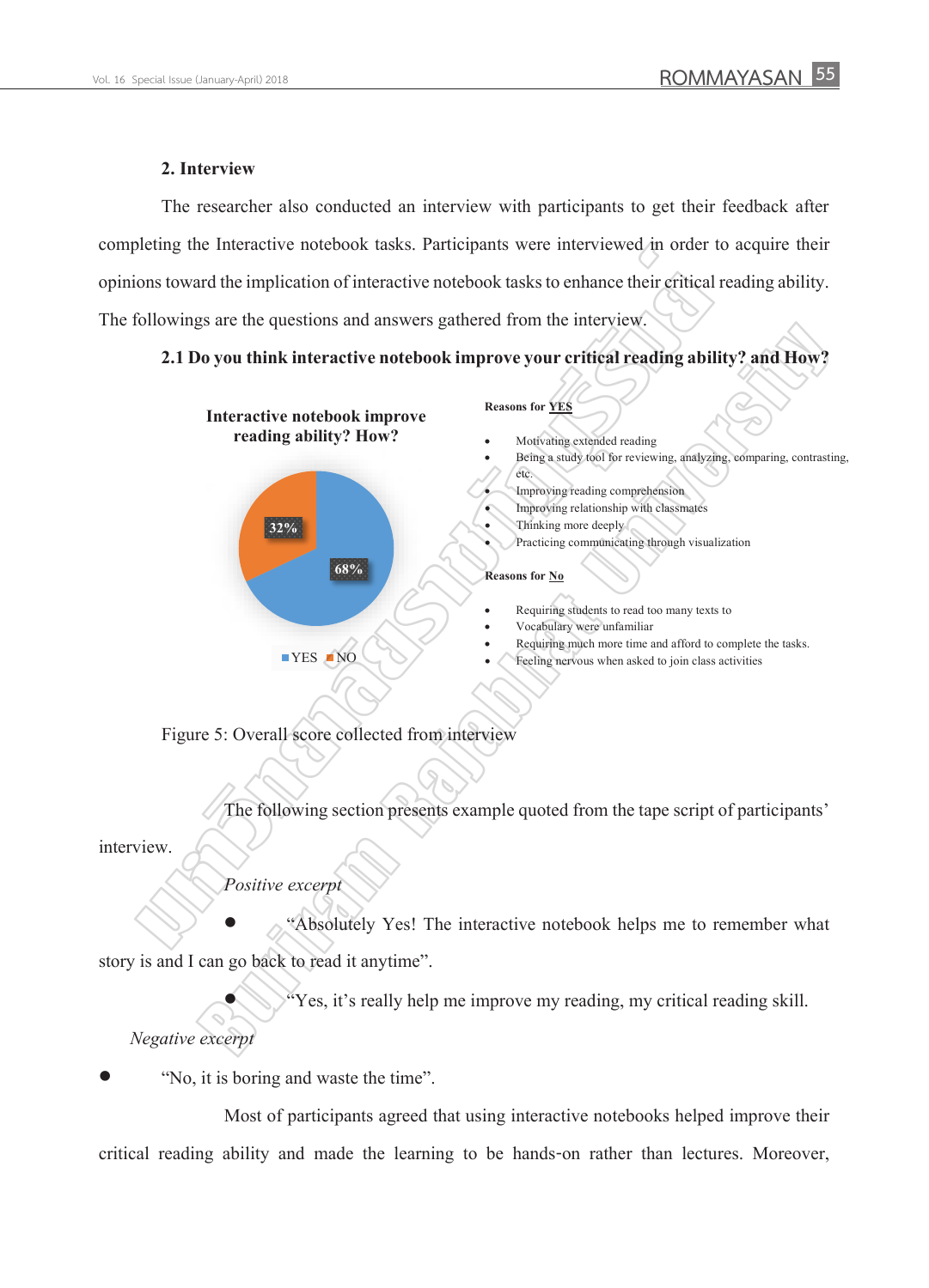### 2. Interview

The researcher also conducted an interview with participants to get their feedback after completing the Interactive notebook tasks. Participants were interviewed in order to acquire their opinions toward the implication of interactive notebook tasks to enhance their critical reading ability. The followings are the questions and answers gathered from the interview.

#### 2.1 Do you think interactive notebook improve your critical reading ability? and How?

**Interactive notebook improve reading ability? How?**

| Response | Percentage |
| --- | --- |
| YES | 68% |
| NO | 32% |

**Reasons for YES**

- Motivating extended reading
- Being a study tool for reviewing, analyzing, comparing, contrasting, etc.
- Improving reading comprehension
- Improving relationship with classmates
- Thinking more deeply
- Practicing communicating through visualization

**Reasons for No**

- Requiring students to read too many texts to
- Vocabulary were unfamiliar
- Requiring much more time and afford to complete the tasks.
- Feeling nervous when asked to join class activities

Figure 5: Overall score collected from interview

The following section presents example quoted from the tape script of participants' interview.

*Positive excerpt*

- "Absolutely Yes! The interactive notebook helps me to remember what story is and I can go back to read it anytime".
- "Yes, it's really help me improve my reading, my critical reading skill.

*Negative excerpt*

- "No, it is boring and waste the time".

Most of participants agreed that using interactive notebooks helped improve their critical reading ability and made the learning to be hands-on rather than lectures. Moreover,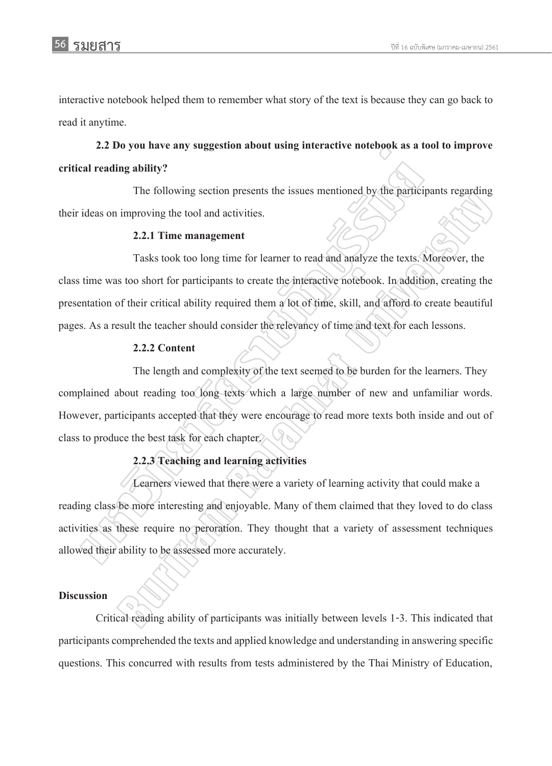interactive notebook helped them to remember what story of the text is because they can go back to read it anytime.

**2.2 Do you have any suggestion about using interactive notebook as a tool to improve critical reading ability?**

The following section presents the issues mentioned by the participants regarding their ideas on improving the tool and activities.

**2.2.1 Time management**

Tasks took too long time for learner to read and analyze the texts. Moreover, the class time was too short for participants to create the interactive notebook. In addition, creating the presentation of their critical ability required them a lot of time, skill, and afford to create beautiful pages. As a result the teacher should consider the relevancy of time and text for each lessons.

**2.2.2 Content**

The length and complexity of the text seemed to be burden for the learners. They complained about reading too long texts which a large number of new and unfamiliar words. However, participants accepted that they were encourage to read more texts both inside and out of class to produce the best task for each chapter.

**2.2.3 Teaching and learning activities**

Learners viewed that there were a variety of learning activity that could make a reading class be more interesting and enjoyable. Many of them claimed that they loved to do class activities as these require no peroration. They thought that a variety of assessment techniques allowed their ability to be assessed more accurately.

## Discussion

Critical reading ability of participants was initially between levels 1-3. This indicated that participants comprehended the texts and applied knowledge and understanding in answering specific questions. This concurred with results from tests administered by the Thai Ministry of Education,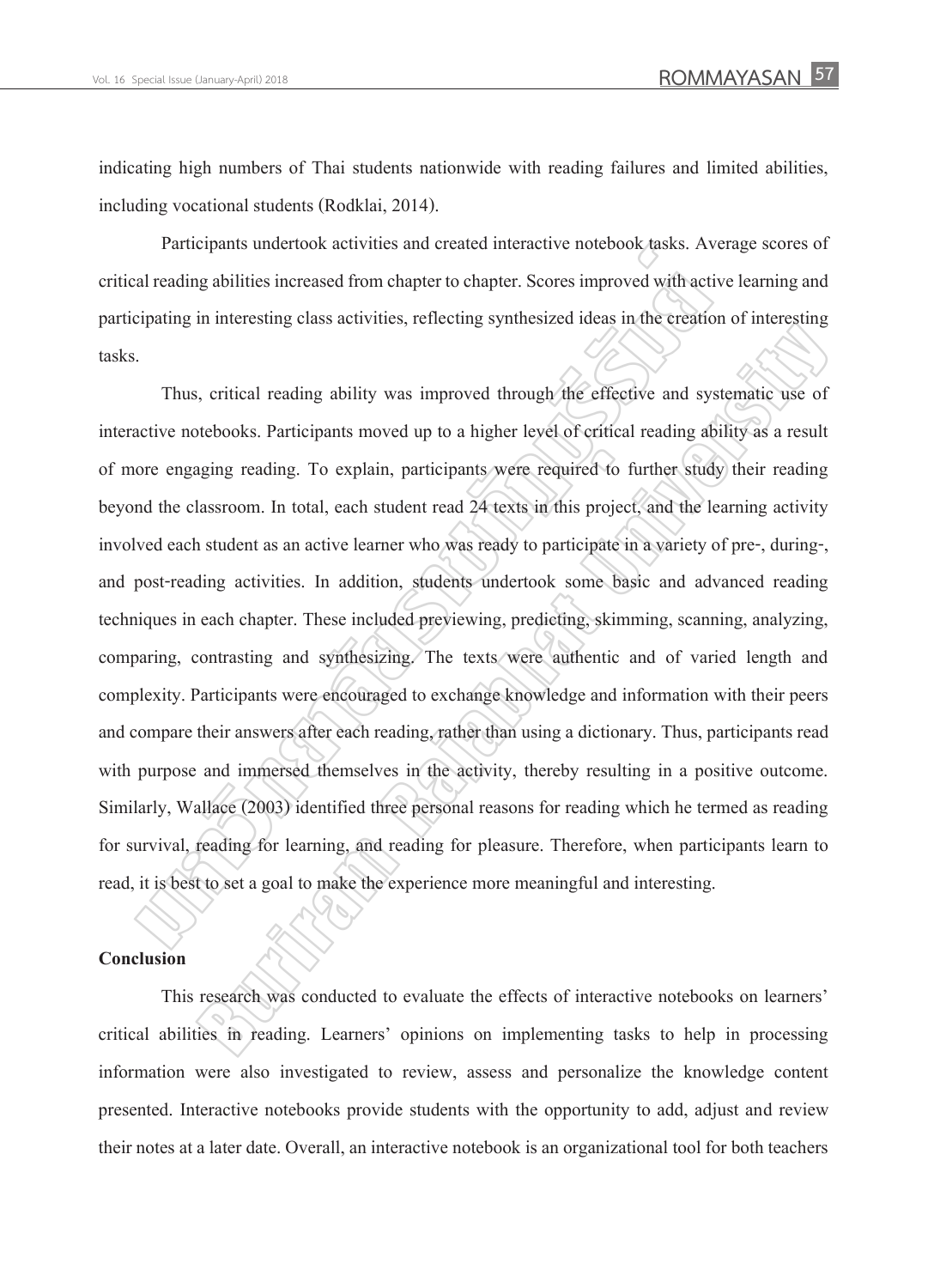indicating high numbers of Thai students nationwide with reading failures and limited abilities, including vocational students (Rodklai, 2014).

Participants undertook activities and created interactive notebook tasks. Average scores of critical reading abilities increased from chapter to chapter. Scores improved with active learning and participating in interesting class activities, reflecting synthesized ideas in the creation of interesting tasks.

Thus, critical reading ability was improved through the effective and systematic use of interactive notebooks. Participants moved up to a higher level of critical reading ability as a result of more engaging reading. To explain, participants were required to further study their reading beyond the classroom. In total, each student read 24 texts in this project, and the learning activity involved each student as an active learner who was ready to participate in a variety of pre-, during-, and post-reading activities. In addition, students undertook some basic and advanced reading techniques in each chapter. These included previewing, predicting, skimming, scanning, analyzing, comparing, contrasting and synthesizing. The texts were authentic and of varied length and complexity. Participants were encouraged to exchange knowledge and information with their peers and compare their answers after each reading, rather than using a dictionary. Thus, participants read with purpose and immersed themselves in the activity, thereby resulting in a positive outcome. Similarly, Wallace (2003) identified three personal reasons for reading which he termed as reading for survival, reading for learning, and reading for pleasure. Therefore, when participants learn to read, it is best to set a goal to make the experience more meaningful and interesting.

## Conclusion

This research was conducted to evaluate the effects of interactive notebooks on learners' critical abilities in reading. Learners' opinions on implementing tasks to help in processing information were also investigated to review, assess and personalize the knowledge content presented. Interactive notebooks provide students with the opportunity to add, adjust and review their notes at a later date. Overall, an interactive notebook is an organizational tool for both teachers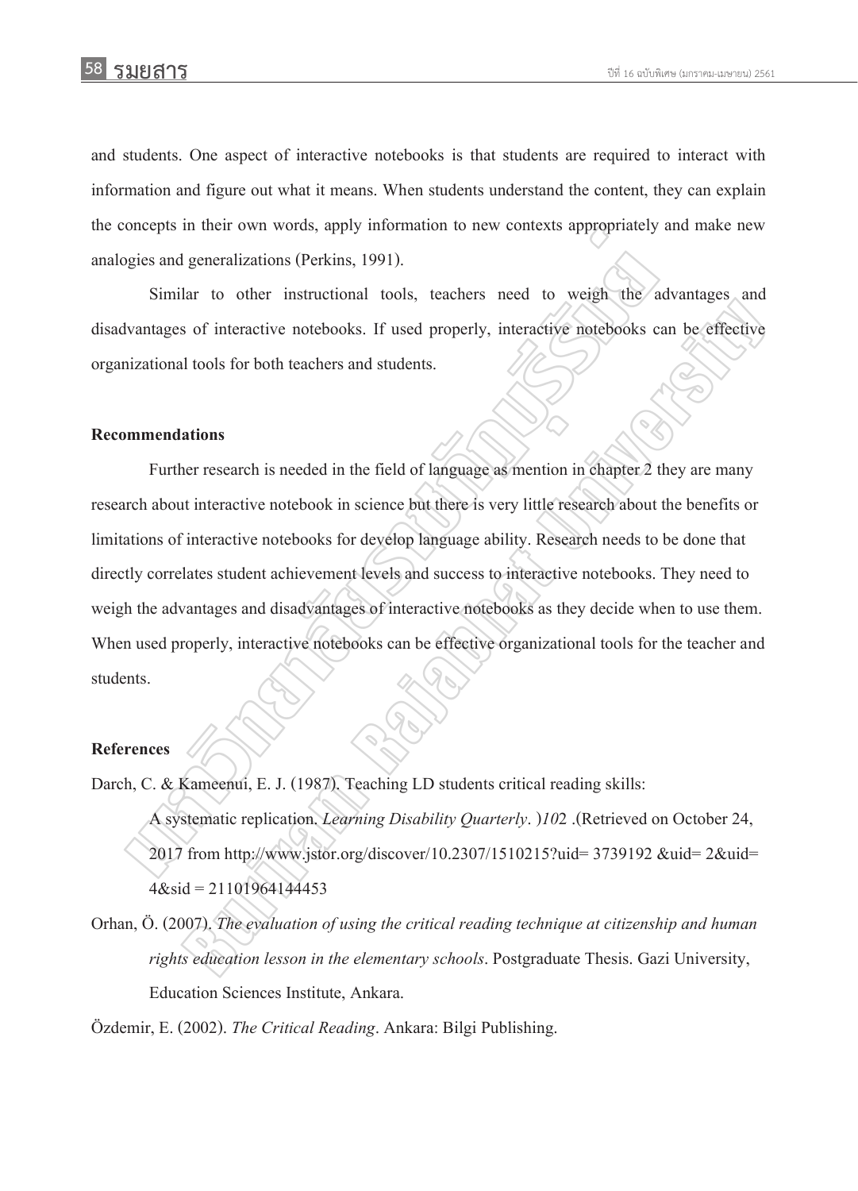and students. One aspect of interactive notebooks is that students are required to interact with information and figure out what it means. When students understand the content, they can explain the concepts in their own words, apply information to new contexts appropriately and make new analogies and generalizations (Perkins, 1991).

Similar to other instructional tools, teachers need to weigh the advantages and disadvantages of interactive notebooks. If used properly, interactive notebooks can be effective organizational tools for both teachers and students.

**Recommendations**

Further research is needed in the field of language as mention in chapter 2 they are many research about interactive notebook in science but there is very little research about the benefits or limitations of interactive notebooks for develop language ability. Research needs to be done that directly correlates student achievement levels and success to interactive notebooks. They need to weigh the advantages and disadvantages of interactive notebooks as they decide when to use them. When used properly, interactive notebooks can be effective organizational tools for the teacher and students.

**References**

Darch, C. & Kameenui, E. J. (1987). Teaching LD students critical reading skills: A systematic replication. *Learning Disability Quarterly*. )*10*2 .(Retrieved on October 24, 2017 from http://www.jstor.org/discover/10.2307/1510215?uid= 3739192 &uid= 2&uid= 4&sid = 21101964144453

Orhan, Ö. (2007). *The evaluation of using the critical reading technique at citizenship and human rights education lesson in the elementary schools*. Postgraduate Thesis. Gazi University, Education Sciences Institute, Ankara.

Özdemir, E. (2002). *The Critical Reading*. Ankara: Bilgi Publishing.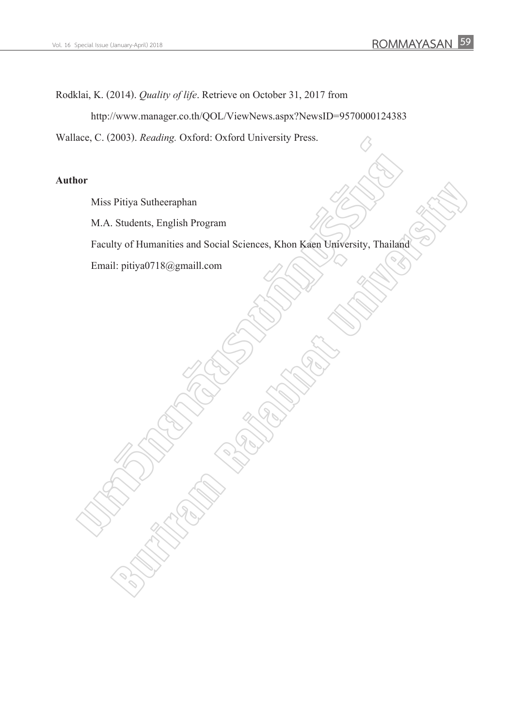Rodklai, K. (2014). *Quality of life*. Retrieve on October 31, 2017 from http://www.manager.co.th/QOL/ViewNews.aspx?NewsID=9570000124383

Wallace, C. (2003). *Reading.* Oxford: Oxford University Press.

**Author**

Miss Pitiya Sutheeraphan

M.A. Students, English Program

Faculty of Humanities and Social Sciences, Khon Kaen University, Thailand

Email: pitiya0718@gmaill.com